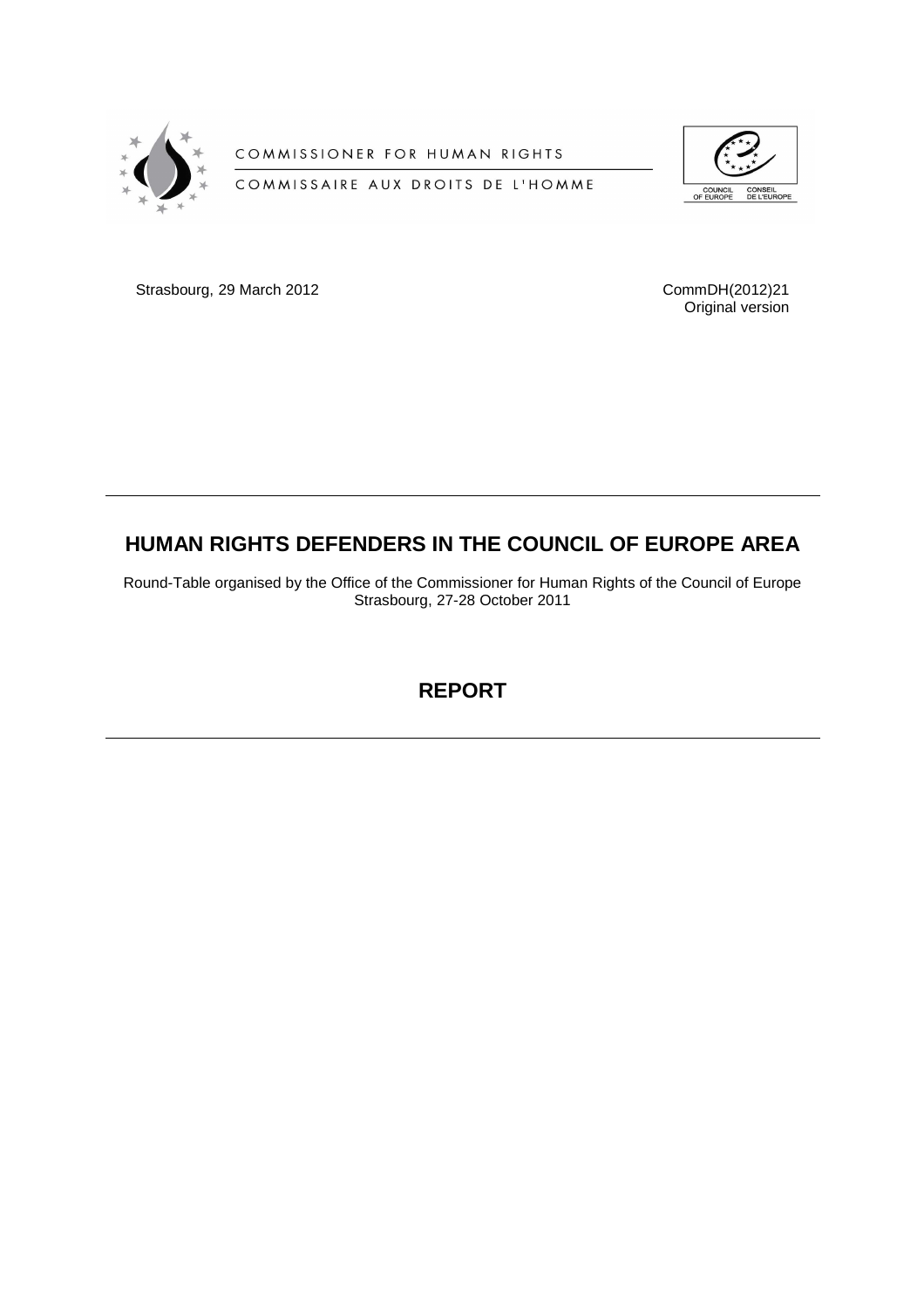COMMISSIONER FOR HUMAN RIGHTS

COMMISSAIRE AUX DROITS DE L'HOMME

COUNCIL OF EUROPE CONSEIL DE L'EUROPE

Strasbourg, 29 March 2012

CommDH(2012)21
Original version

# HUMAN RIGHTS DEFENDERS IN THE COUNCIL OF EUROPE AREA

Round-Table organised by the Office of the Commissioner for Human Rights of the Council of Europe
Strasbourg, 27-28 October 2011

## REPORT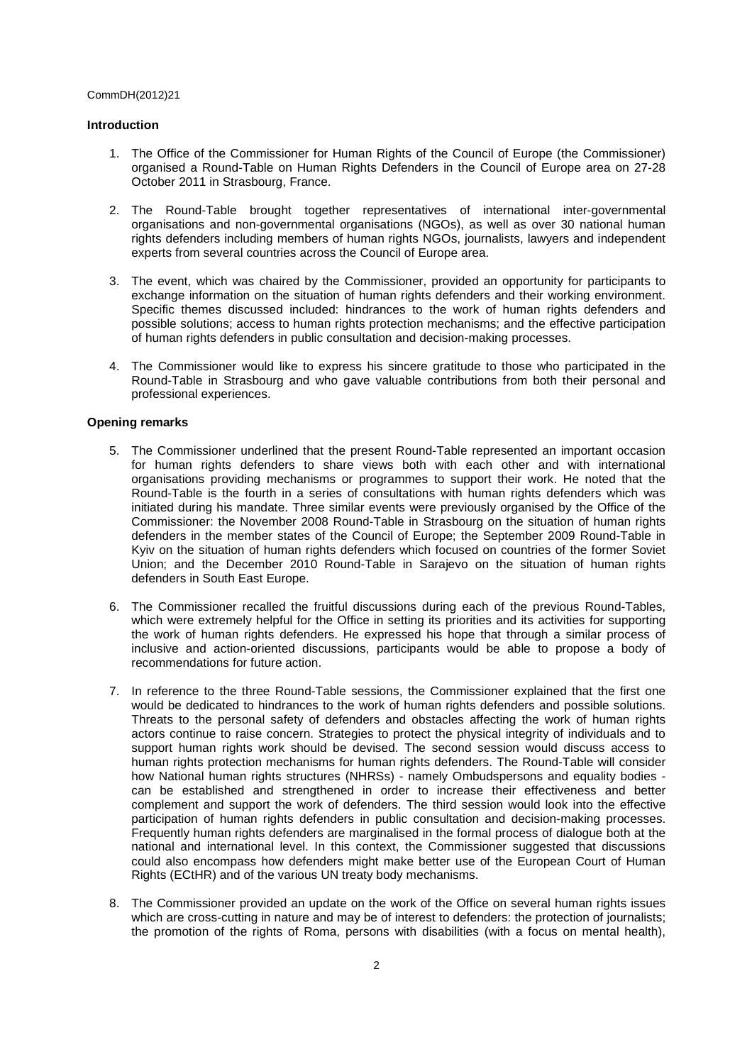## Introduction

1. The Office of the Commissioner for Human Rights of the Council of Europe (the Commissioner) organised a Round-Table on Human Rights Defenders in the Council of Europe area on 27-28 October 2011 in Strasbourg, France.

2. The Round-Table brought together representatives of international inter-governmental organisations and non-governmental organisations (NGOs), as well as over 30 national human rights defenders including members of human rights NGOs, journalists, lawyers and independent experts from several countries across the Council of Europe area.

3. The event, which was chaired by the Commissioner, provided an opportunity for participants to exchange information on the situation of human rights defenders and their working environment. Specific themes discussed included: hindrances to the work of human rights defenders and possible solutions; access to human rights protection mechanisms; and the effective participation of human rights defenders in public consultation and decision-making processes.

4. The Commissioner would like to express his sincere gratitude to those who participated in the Round-Table in Strasbourg and who gave valuable contributions from both their personal and professional experiences.

## Opening remarks

5. The Commissioner underlined that the present Round-Table represented an important occasion for human rights defenders to share views both with each other and with international organisations providing mechanisms or programmes to support their work. He noted that the Round-Table is the fourth in a series of consultations with human rights defenders which was initiated during his mandate. Three similar events were previously organised by the Office of the Commissioner: the November 2008 Round-Table in Strasbourg on the situation of human rights defenders in the member states of the Council of Europe; the September 2009 Round-Table in Kyiv on the situation of human rights defenders which focused on countries of the former Soviet Union; and the December 2010 Round-Table in Sarajevo on the situation of human rights defenders in South East Europe.

6. The Commissioner recalled the fruitful discussions during each of the previous Round-Tables, which were extremely helpful for the Office in setting its priorities and its activities for supporting the work of human rights defenders. He expressed his hope that through a similar process of inclusive and action-oriented discussions, participants would be able to propose a body of recommendations for future action.

7. In reference to the three Round-Table sessions, the Commissioner explained that the first one would be dedicated to hindrances to the work of human rights defenders and possible solutions. Threats to the personal safety of defenders and obstacles affecting the work of human rights actors continue to raise concern. Strategies to protect the physical integrity of individuals and to support human rights work should be devised. The second session would discuss access to human rights protection mechanisms for human rights defenders. The Round-Table will consider how National human rights structures (NHRSs) - namely Ombudspersons and equality bodies - can be established and strengthened in order to increase their effectiveness and better complement and support the work of defenders. The third session would look into the effective participation of human rights defenders in public consultation and decision-making processes. Frequently human rights defenders are marginalised in the formal process of dialogue both at the national and international level. In this context, the Commissioner suggested that discussions could also encompass how defenders might make better use of the European Court of Human Rights (ECtHR) and of the various UN treaty body mechanisms.

8. The Commissioner provided an update on the work of the Office on several human rights issues which are cross-cutting in nature and may be of interest to defenders: the protection of journalists; the promotion of the rights of Roma, persons with disabilities (with a focus on mental health),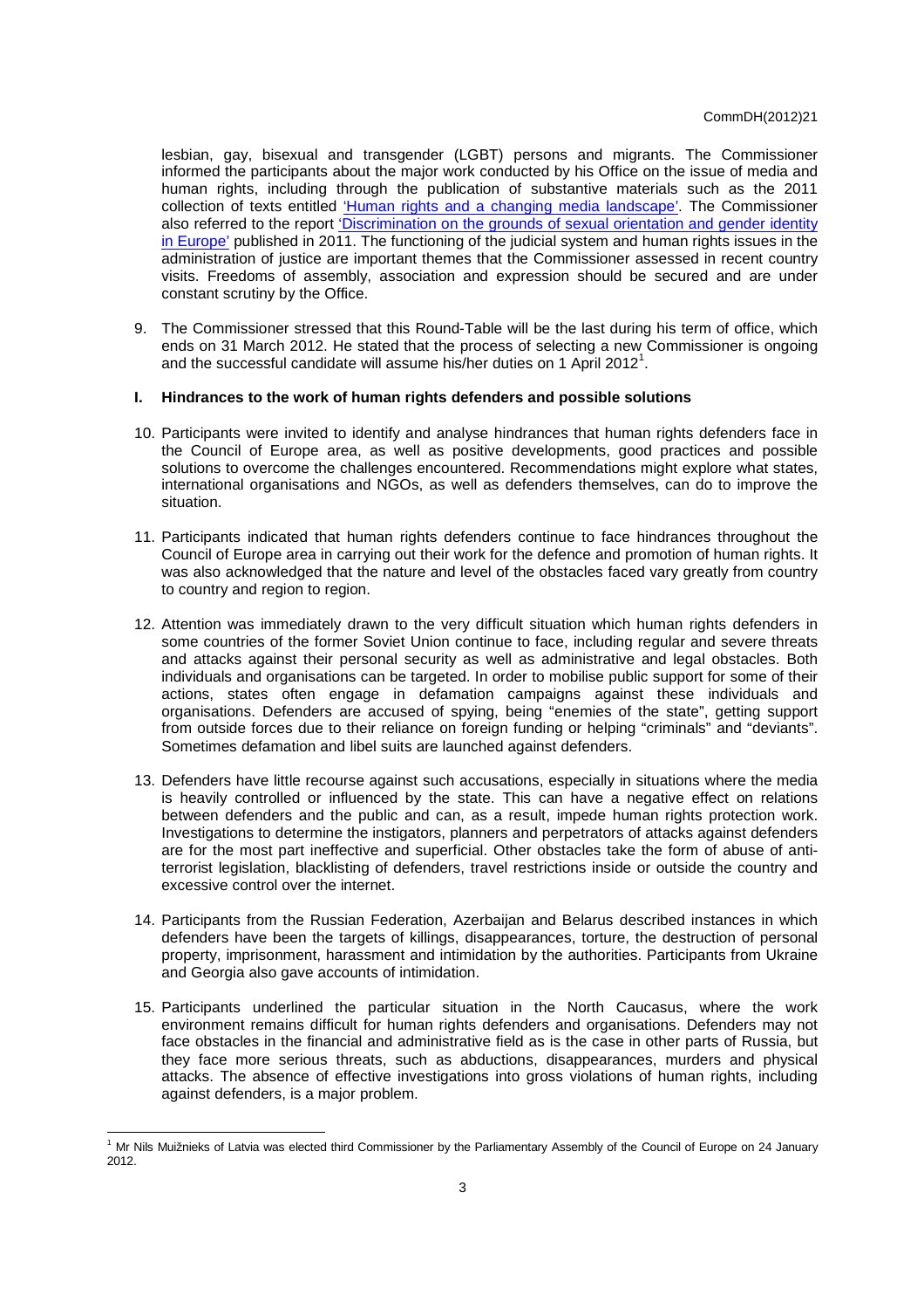lesbian, gay, bisexual and transgender (LGBT) persons and migrants. The Commissioner informed the participants about the major work conducted by his Office on the issue of media and human rights, including through the publication of substantive materials such as the 2011 collection of texts entitled 'Human rights and a changing media landscape'. The Commissioner also referred to the report 'Discrimination on the grounds of sexual orientation and gender identity in Europe' published in 2011. The functioning of the judicial system and human rights issues in the administration of justice are important themes that the Commissioner assessed in recent country visits. Freedoms of assembly, association and expression should be secured and are under constant scrutiny by the Office.

9. The Commissioner stressed that this Round-Table will be the last during his term of office, which ends on 31 March 2012. He stated that the process of selecting a new Commissioner is ongoing and the successful candidate will assume his/her duties on 1 April 2012[1].

## I. Hindrances to the work of human rights defenders and possible solutions

10. Participants were invited to identify and analyse hindrances that human rights defenders face in the Council of Europe area, as well as positive developments, good practices and possible solutions to overcome the challenges encountered. Recommendations might explore what states, international organisations and NGOs, as well as defenders themselves, can do to improve the situation.

11. Participants indicated that human rights defenders continue to face hindrances throughout the Council of Europe area in carrying out their work for the defence and promotion of human rights. It was also acknowledged that the nature and level of the obstacles faced vary greatly from country to country and region to region.

12. Attention was immediately drawn to the very difficult situation which human rights defenders in some countries of the former Soviet Union continue to face, including regular and severe threats and attacks against their personal security as well as administrative and legal obstacles. Both individuals and organisations can be targeted. In order to mobilise public support for some of their actions, states often engage in defamation campaigns against these individuals and organisations. Defenders are accused of spying, being "enemies of the state", getting support from outside forces due to their reliance on foreign funding or helping "criminals" and "deviants". Sometimes defamation and libel suits are launched against defenders.

13. Defenders have little recourse against such accusations, especially in situations where the media is heavily controlled or influenced by the state. This can have a negative effect on relations between defenders and the public and can, as a result, impede human rights protection work. Investigations to determine the instigators, planners and perpetrators of attacks against defenders are for the most part ineffective and superficial. Other obstacles take the form of abuse of anti-terrorist legislation, blacklisting of defenders, travel restrictions inside or outside the country and excessive control over the internet.

14. Participants from the Russian Federation, Azerbaijan and Belarus described instances in which defenders have been the targets of killings, disappearances, torture, the destruction of personal property, imprisonment, harassment and intimidation by the authorities. Participants from Ukraine and Georgia also gave accounts of intimidation.

15. Participants underlined the particular situation in the North Caucasus, where the work environment remains difficult for human rights defenders and organisations. Defenders may not face obstacles in the financial and administrative field as is the case in other parts of Russia, but they face more serious threats, such as abductions, disappearances, murders and physical attacks. The absence of effective investigations into gross violations of human rights, including against defenders, is a major problem.

---

[1] Mr Nils Muižnieks of Latvia was elected third Commissioner by the Parliamentary Assembly of the Council of Europe on 24 January 2012.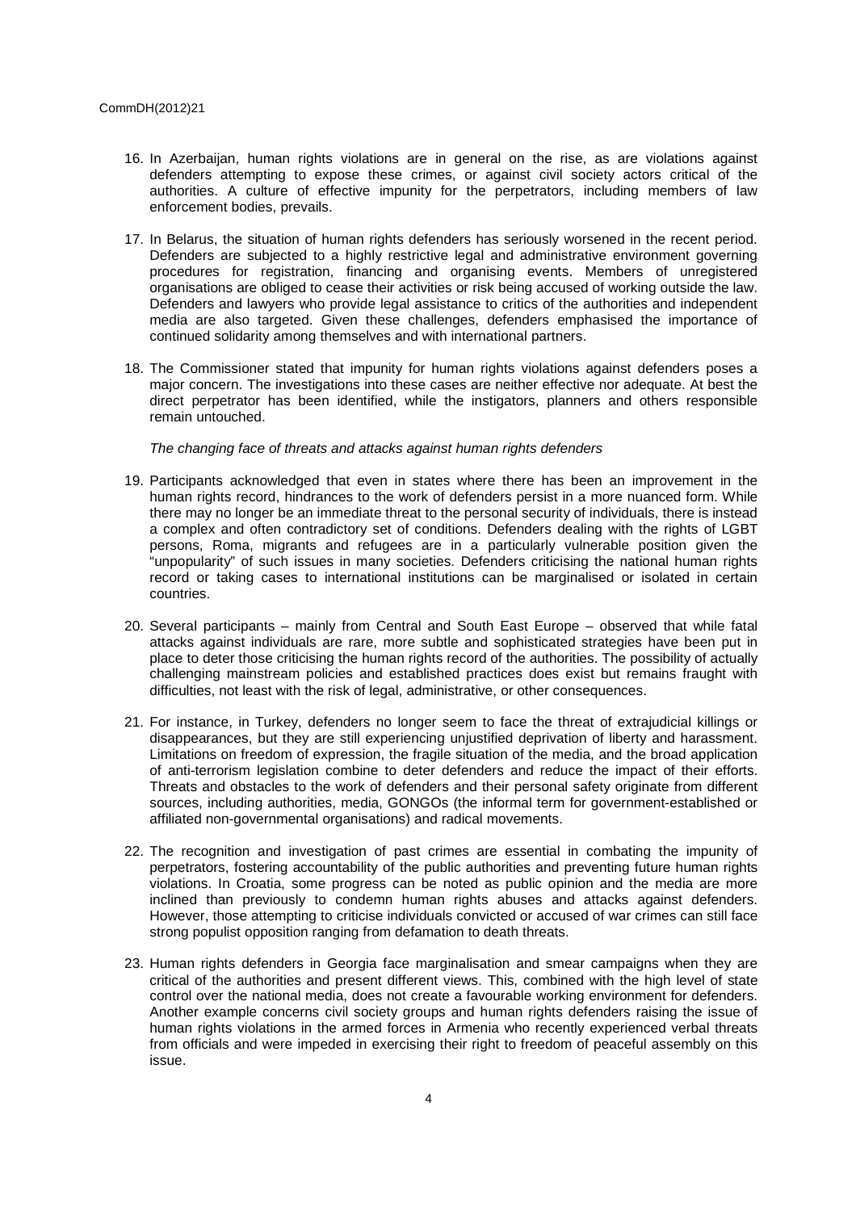16. In Azerbaijan, human rights violations are in general on the rise, as are violations against defenders attempting to expose these crimes, or against civil society actors critical of the authorities. A culture of effective impunity for the perpetrators, including members of law enforcement bodies, prevails.

17. In Belarus, the situation of human rights defenders has seriously worsened in the recent period. Defenders are subjected to a highly restrictive legal and administrative environment governing procedures for registration, financing and organising events. Members of unregistered organisations are obliged to cease their activities or risk being accused of working outside the law. Defenders and lawyers who provide legal assistance to critics of the authorities and independent media are also targeted. Given these challenges, defenders emphasised the importance of continued solidarity among themselves and with international partners.

18. The Commissioner stated that impunity for human rights violations against defenders poses a major concern. The investigations into these cases are neither effective nor adequate. At best the direct perpetrator has been identified, while the instigators, planners and others responsible remain untouched.

*The changing face of threats and attacks against human rights defenders*

19. Participants acknowledged that even in states where there has been an improvement in the human rights record, hindrances to the work of defenders persist in a more nuanced form. While there may no longer be an immediate threat to the personal security of individuals, there is instead a complex and often contradictory set of conditions. Defenders dealing with the rights of LGBT persons, Roma, migrants and refugees are in a particularly vulnerable position given the "unpopularity" of such issues in many societies. Defenders criticising the national human rights record or taking cases to international institutions can be marginalised or isolated in certain countries.

20. Several participants – mainly from Central and South East Europe – observed that while fatal attacks against individuals are rare, more subtle and sophisticated strategies have been put in place to deter those criticising the human rights record of the authorities. The possibility of actually challenging mainstream policies and established practices does exist but remains fraught with difficulties, not least with the risk of legal, administrative, or other consequences.

21. For instance, in Turkey, defenders no longer seem to face the threat of extrajudicial killings or disappearances, but they are still experiencing unjustified deprivation of liberty and harassment. Limitations on freedom of expression, the fragile situation of the media, and the broad application of anti-terrorism legislation combine to deter defenders and reduce the impact of their efforts. Threats and obstacles to the work of defenders and their personal safety originate from different sources, including authorities, media, GONGOs (the informal term for government-established or affiliated non-governmental organisations) and radical movements.

22. The recognition and investigation of past crimes are essential in combating the impunity of perpetrators, fostering accountability of the public authorities and preventing future human rights violations. In Croatia, some progress can be noted as public opinion and the media are more inclined than previously to condemn human rights abuses and attacks against defenders. However, those attempting to criticise individuals convicted or accused of war crimes can still face strong populist opposition ranging from defamation to death threats.

23. Human rights defenders in Georgia face marginalisation and smear campaigns when they are critical of the authorities and present different views. This, combined with the high level of state control over the national media, does not create a favourable working environment for defenders. Another example concerns civil society groups and human rights defenders raising the issue of human rights violations in the armed forces in Armenia who recently experienced verbal threats from officials and were impeded in exercising their right to freedom of peaceful assembly on this issue.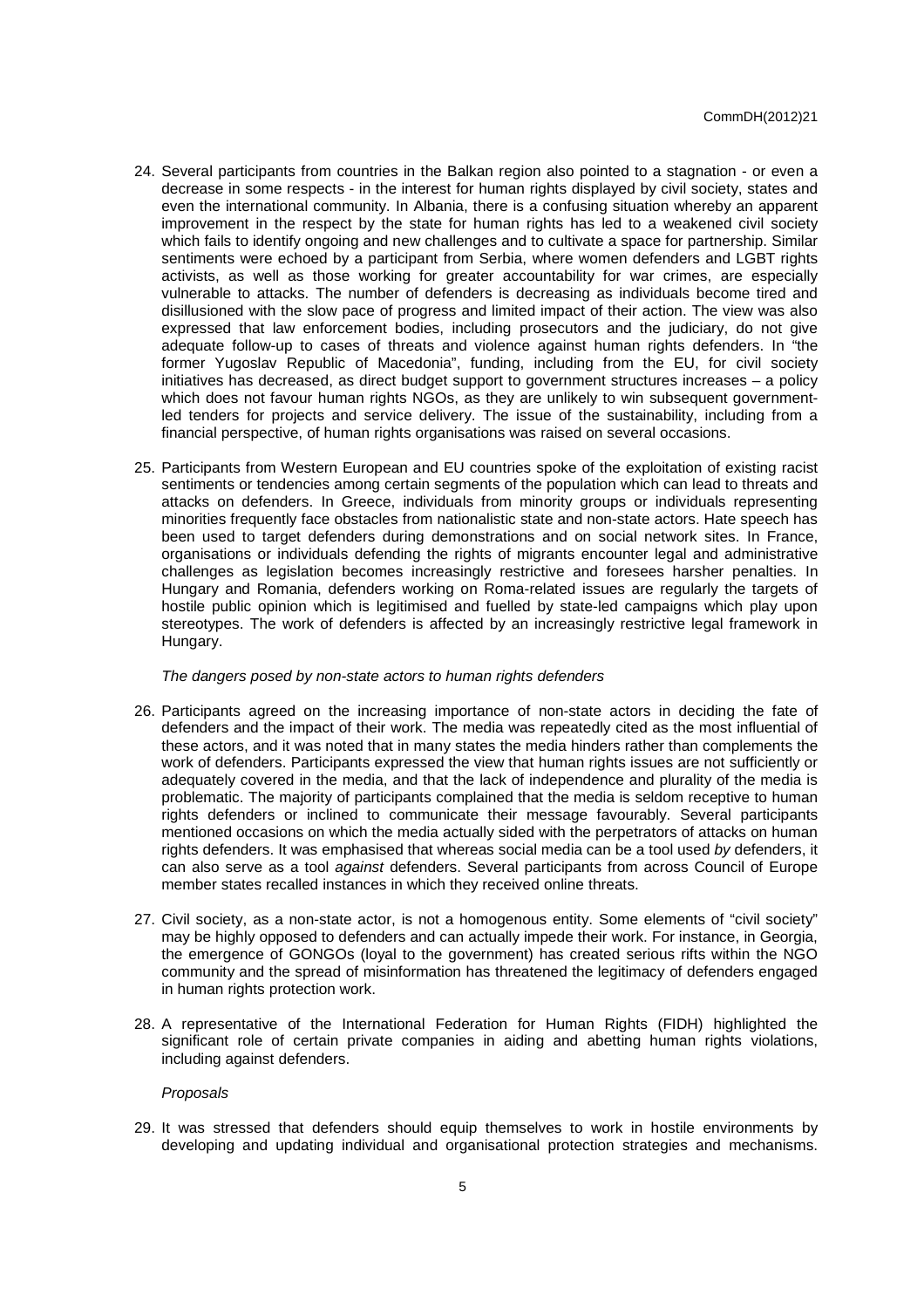24. Several participants from countries in the Balkan region also pointed to a stagnation - or even a decrease in some respects - in the interest for human rights displayed by civil society, states and even the international community. In Albania, there is a confusing situation whereby an apparent improvement in the respect by the state for human rights has led to a weakened civil society which fails to identify ongoing and new challenges and to cultivate a space for partnership. Similar sentiments were echoed by a participant from Serbia, where women defenders and LGBT rights activists, as well as those working for greater accountability for war crimes, are especially vulnerable to attacks. The number of defenders is decreasing as individuals become tired and disillusioned with the slow pace of progress and limited impact of their action. The view was also expressed that law enforcement bodies, including prosecutors and the judiciary, do not give adequate follow-up to cases of threats and violence against human rights defenders. In "the former Yugoslav Republic of Macedonia", funding, including from the EU, for civil society initiatives has decreased, as direct budget support to government structures increases – a policy which does not favour human rights NGOs, as they are unlikely to win subsequent government-led tenders for projects and service delivery. The issue of the sustainability, including from a financial perspective, of human rights organisations was raised on several occasions.

25. Participants from Western European and EU countries spoke of the exploitation of existing racist sentiments or tendencies among certain segments of the population which can lead to threats and attacks on defenders. In Greece, individuals from minority groups or individuals representing minorities frequently face obstacles from nationalistic state and non-state actors. Hate speech has been used to target defenders during demonstrations and on social network sites. In France, organisations or individuals defending the rights of migrants encounter legal and administrative challenges as legislation becomes increasingly restrictive and foresees harsher penalties. In Hungary and Romania, defenders working on Roma-related issues are regularly the targets of hostile public opinion which is legitimised and fuelled by state-led campaigns which play upon stereotypes. The work of defenders is affected by an increasingly restrictive legal framework in Hungary.

*The dangers posed by non-state actors to human rights defenders*

26. Participants agreed on the increasing importance of non-state actors in deciding the fate of defenders and the impact of their work. The media was repeatedly cited as the most influential of these actors, and it was noted that in many states the media hinders rather than complements the work of defenders. Participants expressed the view that human rights issues are not sufficiently or adequately covered in the media, and that the lack of independence and plurality of the media is problematic. The majority of participants complained that the media is seldom receptive to human rights defenders or inclined to communicate their message favourably. Several participants mentioned occasions on which the media actually sided with the perpetrators of attacks on human rights defenders. It was emphasised that whereas social media can be a tool used *by* defenders, it can also serve as a tool *against* defenders. Several participants from across Council of Europe member states recalled instances in which they received online threats.

27. Civil society, as a non-state actor, is not a homogenous entity. Some elements of "civil society" may be highly opposed to defenders and can actually impede their work. For instance, in Georgia, the emergence of GONGOs (loyal to the government) has created serious rifts within the NGO community and the spread of misinformation has threatened the legitimacy of defenders engaged in human rights protection work.

28. A representative of the International Federation for Human Rights (FIDH) highlighted the significant role of certain private companies in aiding and abetting human rights violations, including against defenders.

*Proposals*

29. It was stressed that defenders should equip themselves to work in hostile environments by developing and updating individual and organisational protection strategies and mechanisms.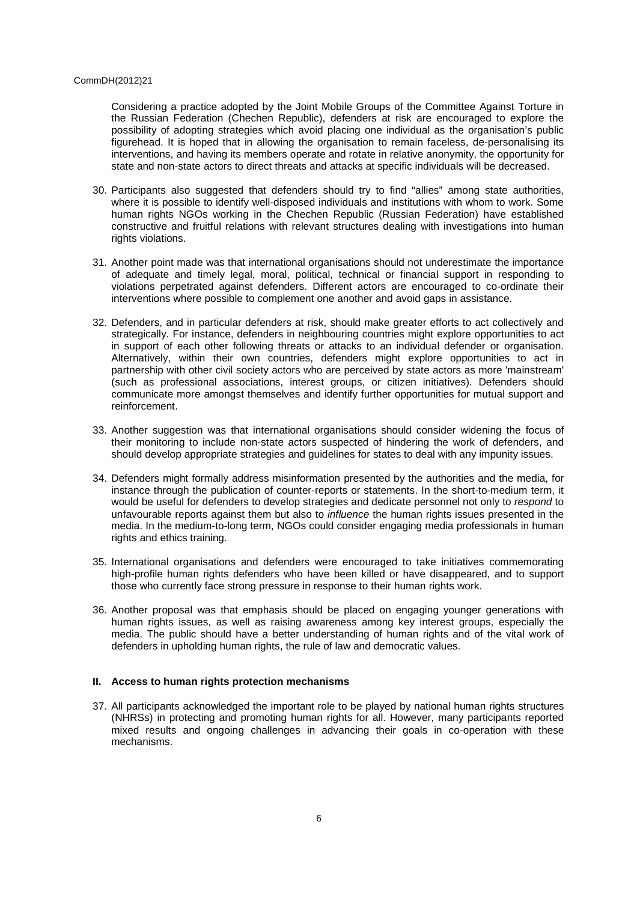Considering a practice adopted by the Joint Mobile Groups of the Committee Against Torture in the Russian Federation (Chechen Republic), defenders at risk are encouraged to explore the possibility of adopting strategies which avoid placing one individual as the organisation's public figurehead. It is hoped that in allowing the organisation to remain faceless, de-personalising its interventions, and having its members operate and rotate in relative anonymity, the opportunity for state and non-state actors to direct threats and attacks at specific individuals will be decreased.

30. Participants also suggested that defenders should try to find "allies" among state authorities, where it is possible to identify well-disposed individuals and institutions with whom to work. Some human rights NGOs working in the Chechen Republic (Russian Federation) have established constructive and fruitful relations with relevant structures dealing with investigations into human rights violations.

31. Another point made was that international organisations should not underestimate the importance of adequate and timely legal, moral, political, technical or financial support in responding to violations perpetrated against defenders. Different actors are encouraged to co-ordinate their interventions where possible to complement one another and avoid gaps in assistance.

32. Defenders, and in particular defenders at risk, should make greater efforts to act collectively and strategically. For instance, defenders in neighbouring countries might explore opportunities to act in support of each other following threats or attacks to an individual defender or organisation. Alternatively, within their own countries, defenders might explore opportunities to act in partnership with other civil society actors who are perceived by state actors as more 'mainstream' (such as professional associations, interest groups, or citizen initiatives). Defenders should communicate more amongst themselves and identify further opportunities for mutual support and reinforcement.

33. Another suggestion was that international organisations should consider widening the focus of their monitoring to include non-state actors suspected of hindering the work of defenders, and should develop appropriate strategies and guidelines for states to deal with any impunity issues.

34. Defenders might formally address misinformation presented by the authorities and the media, for instance through the publication of counter-reports or statements. In the short-to-medium term, it would be useful for defenders to develop strategies and dedicate personnel not only to *respond* to unfavourable reports against them but also to *influence* the human rights issues presented in the media. In the medium-to-long term, NGOs could consider engaging media professionals in human rights and ethics training.

35. International organisations and defenders were encouraged to take initiatives commemorating high-profile human rights defenders who have been killed or have disappeared, and to support those who currently face strong pressure in response to their human rights work.

36. Another proposal was that emphasis should be placed on engaging younger generations with human rights issues, as well as raising awareness among key interest groups, especially the media. The public should have a better understanding of human rights and of the vital work of defenders in upholding human rights, the rule of law and democratic values.

## II. Access to human rights protection mechanisms

37. All participants acknowledged the important role to be played by national human rights structures (NHRSs) in protecting and promoting human rights for all. However, many participants reported mixed results and ongoing challenges in advancing their goals in co-operation with these mechanisms.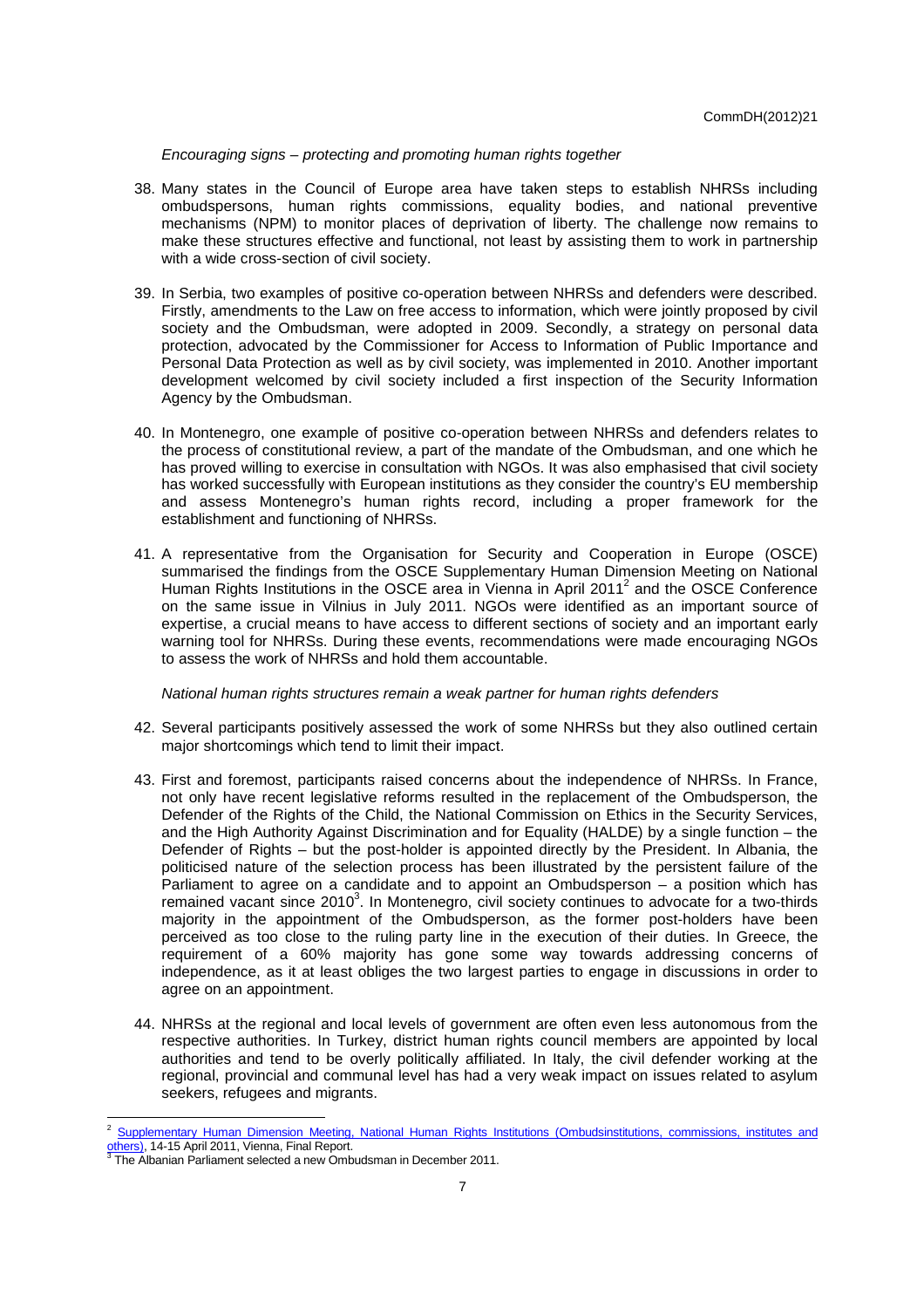*Encouraging signs – protecting and promoting human rights together*

38. Many states in the Council of Europe area have taken steps to establish NHRSs including ombudspersons, human rights commissions, equality bodies, and national preventive mechanisms (NPM) to monitor places of deprivation of liberty. The challenge now remains to make these structures effective and functional, not least by assisting them to work in partnership with a wide cross-section of civil society.

39. In Serbia, two examples of positive co-operation between NHRSs and defenders were described. Firstly, amendments to the Law on free access to information, which were jointly proposed by civil society and the Ombudsman, were adopted in 2009. Secondly, a strategy on personal data protection, advocated by the Commissioner for Access to Information of Public Importance and Personal Data Protection as well as by civil society, was implemented in 2010. Another important development welcomed by civil society included a first inspection of the Security Information Agency by the Ombudsman.

40. In Montenegro, one example of positive co-operation between NHRSs and defenders relates to the process of constitutional review, a part of the mandate of the Ombudsman, and one which he has proved willing to exercise in consultation with NGOs. It was also emphasised that civil society has worked successfully with European institutions as they consider the country's EU membership and assess Montenegro's human rights record, including a proper framework for the establishment and functioning of NHRSs.

41. A representative from the Organisation for Security and Cooperation in Europe (OSCE) summarised the findings from the OSCE Supplementary Human Dimension Meeting on National Human Rights Institutions in the OSCE area in Vienna in April 2011[2] and the OSCE Conference on the same issue in Vilnius in July 2011. NGOs were identified as an important source of expertise, a crucial means to have access to different sections of society and an important early warning tool for NHRSs. During these events, recommendations were made encouraging NGOs to assess the work of NHRSs and hold them accountable.

*National human rights structures remain a weak partner for human rights defenders*

42. Several participants positively assessed the work of some NHRSs but they also outlined certain major shortcomings which tend to limit their impact.

43. First and foremost, participants raised concerns about the independence of NHRSs. In France, not only have recent legislative reforms resulted in the replacement of the Ombudsperson, the Defender of the Rights of the Child, the National Commission on Ethics in the Security Services, and the High Authority Against Discrimination and for Equality (HALDE) by a single function – the Defender of Rights – but the post-holder is appointed directly by the President. In Albania, the politicised nature of the selection process has been illustrated by the persistent failure of the Parliament to agree on a candidate and to appoint an Ombudsperson – a position which has remained vacant since 2010[3]. In Montenegro, civil society continues to advocate for a two-thirds majority in the appointment of the Ombudsperson, as the former post-holders have been perceived as too close to the ruling party line in the execution of their duties. In Greece, the requirement of a 60% majority has gone some way towards addressing concerns of independence, as it at least obliges the two largest parties to engage in discussions in order to agree on an appointment.

44. NHRSs at the regional and local levels of government are often even less autonomous from the respective authorities. In Turkey, district human rights council members are appointed by local authorities and tend to be overly politically affiliated. In Italy, the civil defender working at the regional, provincial and communal level has had a very weak impact on issues related to asylum seekers, refugees and migrants.

---

[2] Supplementary Human Dimension Meeting, National Human Rights Institutions (Ombudsinstitutions, commissions, institutes and others), 14-15 April 2011, Vienna, Final Report.

[3] The Albanian Parliament selected a new Ombudsman in December 2011.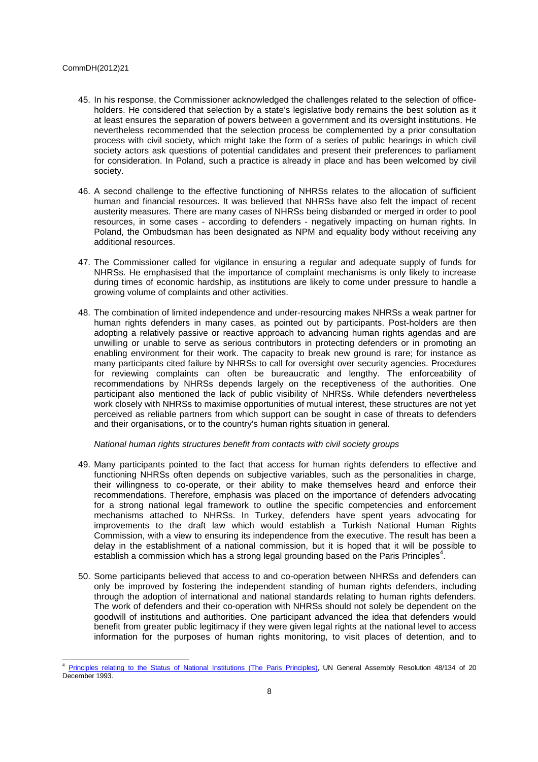45. In his response, the Commissioner acknowledged the challenges related to the selection of office-holders. He considered that selection by a state's legislative body remains the best solution as it at least ensures the separation of powers between a government and its oversight institutions. He nevertheless recommended that the selection process be complemented by a prior consultation process with civil society, which might take the form of a series of public hearings in which civil society actors ask questions of potential candidates and present their preferences to parliament for consideration. In Poland, such a practice is already in place and has been welcomed by civil society.

46. A second challenge to the effective functioning of NHRSs relates to the allocation of sufficient human and financial resources. It was believed that NHRSs have also felt the impact of recent austerity measures. There are many cases of NHRSs being disbanded or merged in order to pool resources, in some cases - according to defenders - negatively impacting on human rights. In Poland, the Ombudsman has been designated as NPM and equality body without receiving any additional resources.

47. The Commissioner called for vigilance in ensuring a regular and adequate supply of funds for NHRSs. He emphasised that the importance of complaint mechanisms is only likely to increase during times of economic hardship, as institutions are likely to come under pressure to handle a growing volume of complaints and other activities.

48. The combination of limited independence and under-resourcing makes NHRSs a weak partner for human rights defenders in many cases, as pointed out by participants. Post-holders are then adopting a relatively passive or reactive approach to advancing human rights agendas and are unwilling or unable to serve as serious contributors in protecting defenders or in promoting an enabling environment for their work. The capacity to break new ground is rare; for instance as many participants cited failure by NHRSs to call for oversight over security agencies. Procedures for reviewing complaints can often be bureaucratic and lengthy. The enforceability of recommendations by NHRSs depends largely on the receptiveness of the authorities. One participant also mentioned the lack of public visibility of NHRSs. While defenders nevertheless work closely with NHRSs to maximise opportunities of mutual interest, these structures are not yet perceived as reliable partners from which support can be sought in case of threats to defenders and their organisations, or to the country's human rights situation in general.

*National human rights structures benefit from contacts with civil society groups*

49. Many participants pointed to the fact that access for human rights defenders to effective and functioning NHRSs often depends on subjective variables, such as the personalities in charge, their willingness to co-operate, or their ability to make themselves heard and enforce their recommendations. Therefore, emphasis was placed on the importance of defenders advocating for a strong national legal framework to outline the specific competencies and enforcement mechanisms attached to NHRSs. In Turkey, defenders have spent years advocating for improvements to the draft law which would establish a Turkish National Human Rights Commission, with a view to ensuring its independence from the executive. The result has been a delay in the establishment of a national commission, but it is hoped that it will be possible to establish a commission which has a strong legal grounding based on the Paris Principles[4].

50. Some participants believed that access to and co-operation between NHRSs and defenders can only be improved by fostering the independent standing of human rights defenders, including through the adoption of international and national standards relating to human rights defenders. The work of defenders and their co-operation with NHRSs should not solely be dependent on the goodwill of institutions and authorities. One participant advanced the idea that defenders would benefit from greater public legitimacy if they were given legal rights at the national level to access information for the purposes of human rights monitoring, to visit places of detention, and to

---

[4] Principles relating to the Status of National Institutions (The Paris Principles), UN General Assembly Resolution 48/134 of 20 December 1993.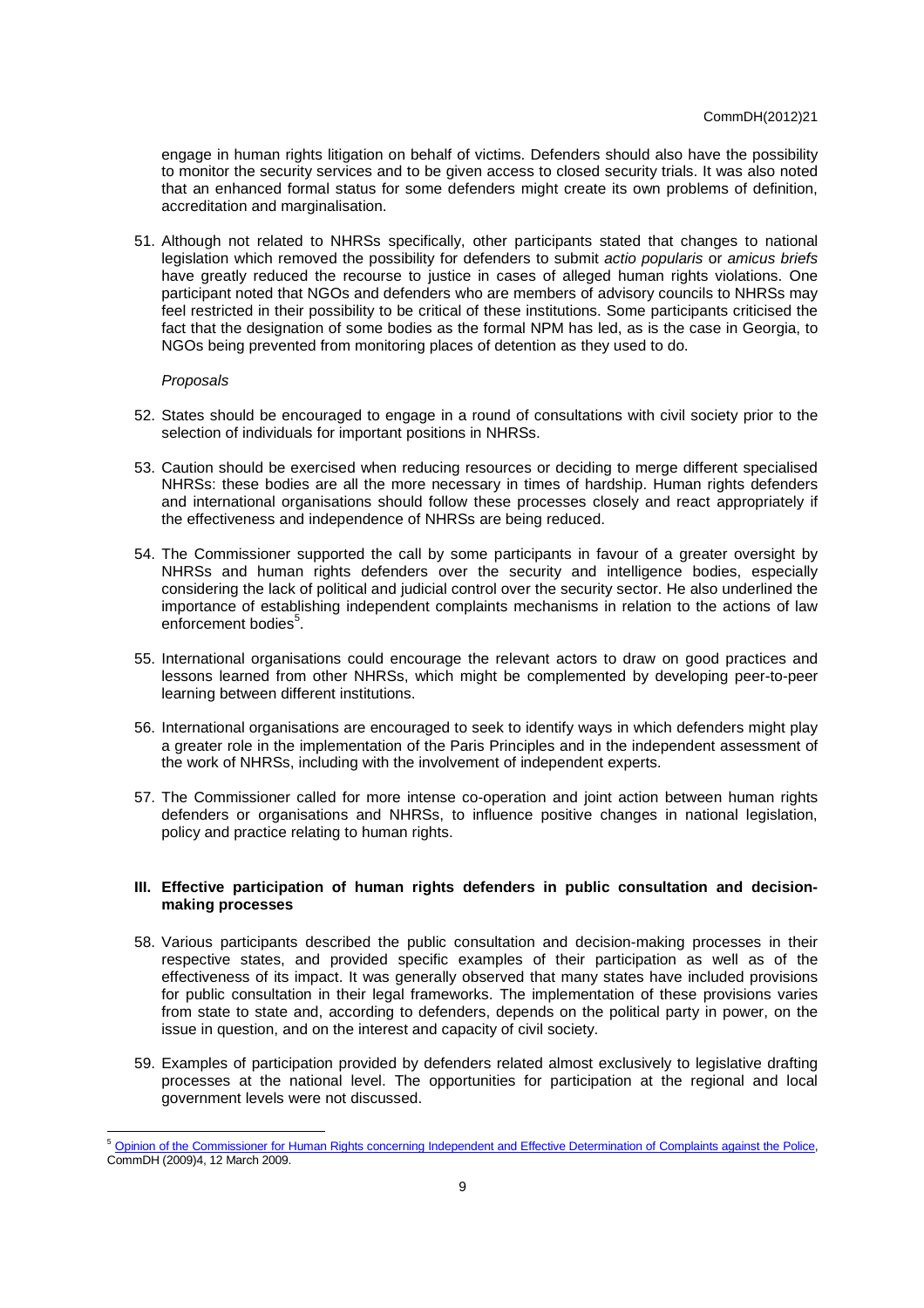engage in human rights litigation on behalf of victims. Defenders should also have the possibility to monitor the security services and to be given access to closed security trials. It was also noted that an enhanced formal status for some defenders might create its own problems of definition, accreditation and marginalisation.

51. Although not related to NHRSs specifically, other participants stated that changes to national legislation which removed the possibility for defenders to submit *actio popularis* or *amicus briefs* have greatly reduced the recourse to justice in cases of alleged human rights violations. One participant noted that NGOs and defenders who are members of advisory councils to NHRSs may feel restricted in their possibility to be critical of these institutions. Some participants criticised the fact that the designation of some bodies as the formal NPM has led, as is the case in Georgia, to NGOs being prevented from monitoring places of detention as they used to do.

*Proposals*

52. States should be encouraged to engage in a round of consultations with civil society prior to the selection of individuals for important positions in NHRSs.

53. Caution should be exercised when reducing resources or deciding to merge different specialised NHRSs: these bodies are all the more necessary in times of hardship. Human rights defenders and international organisations should follow these processes closely and react appropriately if the effectiveness and independence of NHRSs are being reduced.

54. The Commissioner supported the call by some participants in favour of a greater oversight by NHRSs and human rights defenders over the security and intelligence bodies, especially considering the lack of political and judicial control over the security sector. He also underlined the importance of establishing independent complaints mechanisms in relation to the actions of law enforcement bodies[5].

55. International organisations could encourage the relevant actors to draw on good practices and lessons learned from other NHRSs, which might be complemented by developing peer-to-peer learning between different institutions.

56. International organisations are encouraged to seek to identify ways in which defenders might play a greater role in the implementation of the Paris Principles and in the independent assessment of the work of NHRSs, including with the involvement of independent experts.

57. The Commissioner called for more intense co-operation and joint action between human rights defenders or organisations and NHRSs, to influence positive changes in national legislation, policy and practice relating to human rights.

## III. Effective participation of human rights defenders in public consultation and decision-making processes

58. Various participants described the public consultation and decision-making processes in their respective states, and provided specific examples of their participation as well as of the effectiveness of its impact. It was generally observed that many states have included provisions for public consultation in their legal frameworks. The implementation of these provisions varies from state to state and, according to defenders, depends on the political party in power, on the issue in question, and on the interest and capacity of civil society.

59. Examples of participation provided by defenders related almost exclusively to legislative drafting processes at the national level. The opportunities for participation at the regional and local government levels were not discussed.

---

[5] Opinion of the Commissioner for Human Rights concerning Independent and Effective Determination of Complaints against the Police, CommDH (2009)4, 12 March 2009.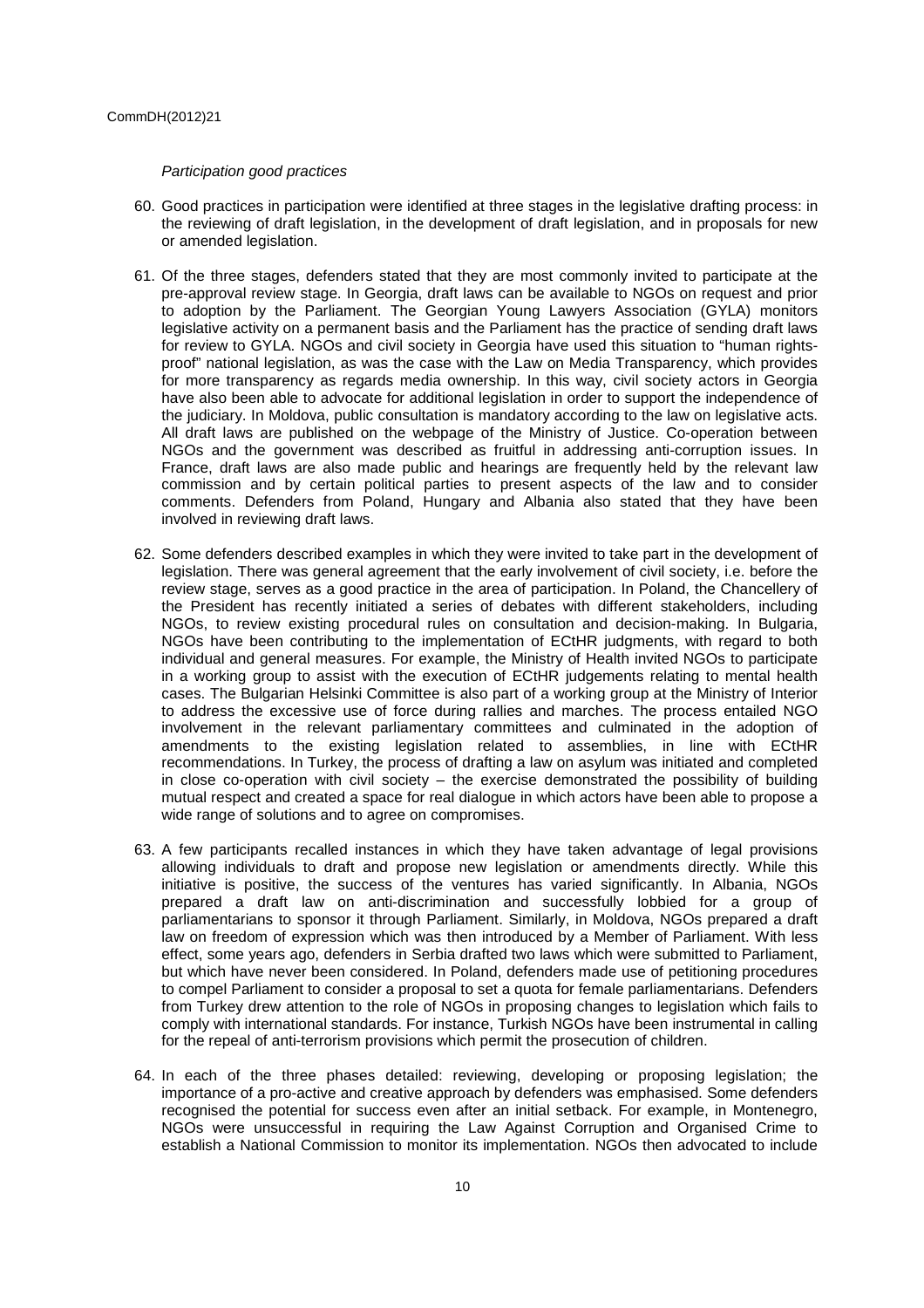*Participation good practices*

60. Good practices in participation were identified at three stages in the legislative drafting process: in the reviewing of draft legislation, in the development of draft legislation, and in proposals for new or amended legislation.

61. Of the three stages, defenders stated that they are most commonly invited to participate at the pre-approval review stage. In Georgia, draft laws can be available to NGOs on request and prior to adoption by the Parliament. The Georgian Young Lawyers Association (GYLA) monitors legislative activity on a permanent basis and the Parliament has the practice of sending draft laws for review to GYLA. NGOs and civil society in Georgia have used this situation to "human rights-proof" national legislation, as was the case with the Law on Media Transparency, which provides for more transparency as regards media ownership. In this way, civil society actors in Georgia have also been able to advocate for additional legislation in order to support the independence of the judiciary. In Moldova, public consultation is mandatory according to the law on legislative acts. All draft laws are published on the webpage of the Ministry of Justice. Co-operation between NGOs and the government was described as fruitful in addressing anti-corruption issues. In France, draft laws are also made public and hearings are frequently held by the relevant law commission and by certain political parties to present aspects of the law and to consider comments. Defenders from Poland, Hungary and Albania also stated that they have been involved in reviewing draft laws.

62. Some defenders described examples in which they were invited to take part in the development of legislation. There was general agreement that the early involvement of civil society, i.e. before the review stage, serves as a good practice in the area of participation. In Poland, the Chancellery of the President has recently initiated a series of debates with different stakeholders, including NGOs, to review existing procedural rules on consultation and decision-making. In Bulgaria, NGOs have been contributing to the implementation of ECtHR judgments, with regard to both individual and general measures. For example, the Ministry of Health invited NGOs to participate in a working group to assist with the execution of ECtHR judgements relating to mental health cases. The Bulgarian Helsinki Committee is also part of a working group at the Ministry of Interior to address the excessive use of force during rallies and marches. The process entailed NGO involvement in the relevant parliamentary committees and culminated in the adoption of amendments to the existing legislation related to assemblies, in line with ECtHR recommendations. In Turkey, the process of drafting a law on asylum was initiated and completed in close co-operation with civil society – the exercise demonstrated the possibility of building mutual respect and created a space for real dialogue in which actors have been able to propose a wide range of solutions and to agree on compromises.

63. A few participants recalled instances in which they have taken advantage of legal provisions allowing individuals to draft and propose new legislation or amendments directly. While this initiative is positive, the success of the ventures has varied significantly. In Albania, NGOs prepared a draft law on anti-discrimination and successfully lobbied for a group of parliamentarians to sponsor it through Parliament. Similarly, in Moldova, NGOs prepared a draft law on freedom of expression which was then introduced by a Member of Parliament. With less effect, some years ago, defenders in Serbia drafted two laws which were submitted to Parliament, but which have never been considered. In Poland, defenders made use of petitioning procedures to compel Parliament to consider a proposal to set a quota for female parliamentarians. Defenders from Turkey drew attention to the role of NGOs in proposing changes to legislation which fails to comply with international standards. For instance, Turkish NGOs have been instrumental in calling for the repeal of anti-terrorism provisions which permit the prosecution of children.

64. In each of the three phases detailed: reviewing, developing or proposing legislation; the importance of a pro-active and creative approach by defenders was emphasised. Some defenders recognised the potential for success even after an initial setback. For example, in Montenegro, NGOs were unsuccessful in requiring the Law Against Corruption and Organised Crime to establish a National Commission to monitor its implementation. NGOs then advocated to include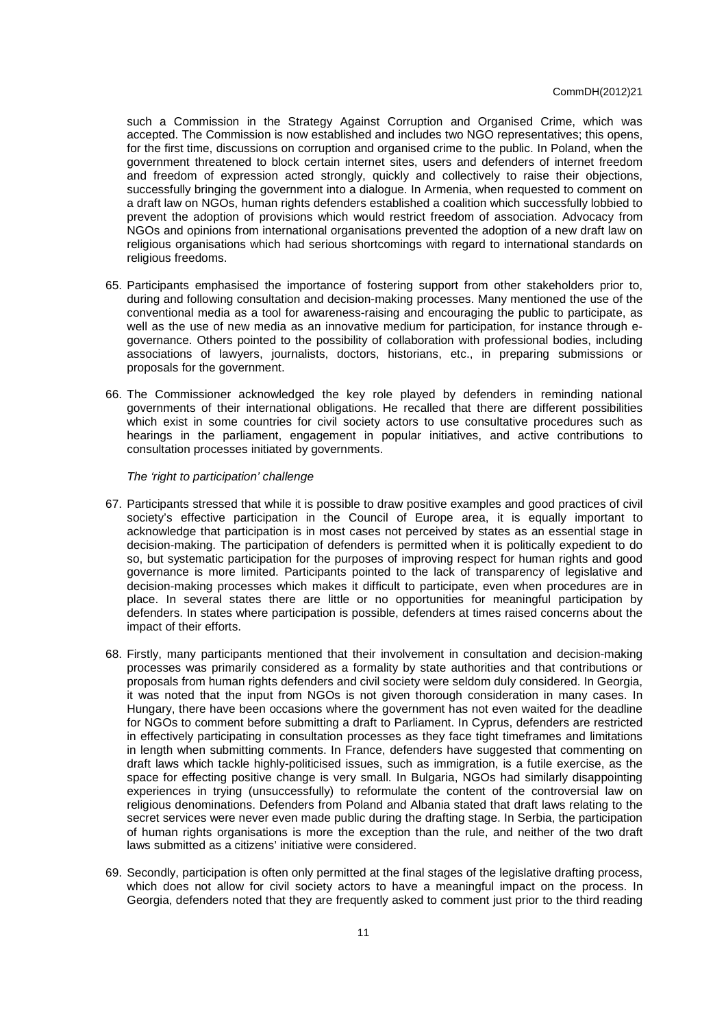such a Commission in the Strategy Against Corruption and Organised Crime, which was accepted. The Commission is now established and includes two NGO representatives; this opens, for the first time, discussions on corruption and organised crime to the public. In Poland, when the government threatened to block certain internet sites, users and defenders of internet freedom and freedom of expression acted strongly, quickly and collectively to raise their objections, successfully bringing the government into a dialogue. In Armenia, when requested to comment on a draft law on NGOs, human rights defenders established a coalition which successfully lobbied to prevent the adoption of provisions which would restrict freedom of association. Advocacy from NGOs and opinions from international organisations prevented the adoption of a new draft law on religious organisations which had serious shortcomings with regard to international standards on religious freedoms.

65. Participants emphasised the importance of fostering support from other stakeholders prior to, during and following consultation and decision-making processes. Many mentioned the use of the conventional media as a tool for awareness-raising and encouraging the public to participate, as well as the use of new media as an innovative medium for participation, for instance through e-governance. Others pointed to the possibility of collaboration with professional bodies, including associations of lawyers, journalists, doctors, historians, etc., in preparing submissions or proposals for the government.

66. The Commissioner acknowledged the key role played by defenders in reminding national governments of their international obligations. He recalled that there are different possibilities which exist in some countries for civil society actors to use consultative procedures such as hearings in the parliament, engagement in popular initiatives, and active contributions to consultation processes initiated by governments.

*The 'right to participation' challenge*

67. Participants stressed that while it is possible to draw positive examples and good practices of civil society's effective participation in the Council of Europe area, it is equally important to acknowledge that participation is in most cases not perceived by states as an essential stage in decision-making. The participation of defenders is permitted when it is politically expedient to do so, but systematic participation for the purposes of improving respect for human rights and good governance is more limited. Participants pointed to the lack of transparency of legislative and decision-making processes which makes it difficult to participate, even when procedures are in place. In several states there are little or no opportunities for meaningful participation by defenders. In states where participation is possible, defenders at times raised concerns about the impact of their efforts.

68. Firstly, many participants mentioned that their involvement in consultation and decision-making processes was primarily considered as a formality by state authorities and that contributions or proposals from human rights defenders and civil society were seldom duly considered. In Georgia, it was noted that the input from NGOs is not given thorough consideration in many cases. In Hungary, there have been occasions where the government has not even waited for the deadline for NGOs to comment before submitting a draft to Parliament. In Cyprus, defenders are restricted in effectively participating in consultation processes as they face tight timeframes and limitations in length when submitting comments. In France, defenders have suggested that commenting on draft laws which tackle highly-politicised issues, such as immigration, is a futile exercise, as the space for effecting positive change is very small. In Bulgaria, NGOs had similarly disappointing experiences in trying (unsuccessfully) to reformulate the content of the controversial law on religious denominations. Defenders from Poland and Albania stated that draft laws relating to the secret services were never even made public during the drafting stage. In Serbia, the participation of human rights organisations is more the exception than the rule, and neither of the two draft laws submitted as a citizens' initiative were considered.

69. Secondly, participation is often only permitted at the final stages of the legislative drafting process, which does not allow for civil society actors to have a meaningful impact on the process. In Georgia, defenders noted that they are frequently asked to comment just prior to the third reading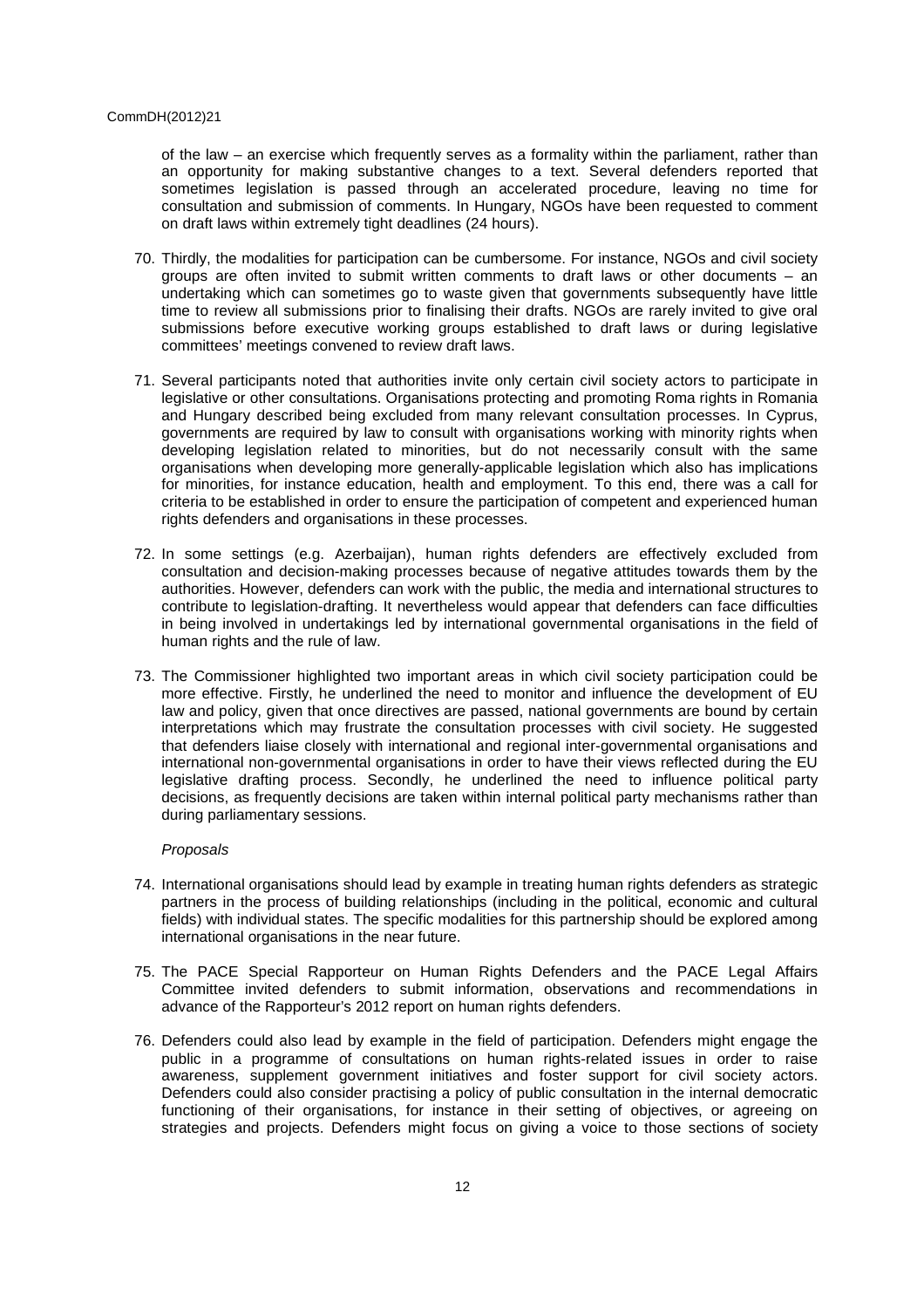of the law – an exercise which frequently serves as a formality within the parliament, rather than an opportunity for making substantive changes to a text. Several defenders reported that sometimes legislation is passed through an accelerated procedure, leaving no time for consultation and submission of comments. In Hungary, NGOs have been requested to comment on draft laws within extremely tight deadlines (24 hours).

70. Thirdly, the modalities for participation can be cumbersome. For instance, NGOs and civil society groups are often invited to submit written comments to draft laws or other documents – an undertaking which can sometimes go to waste given that governments subsequently have little time to review all submissions prior to finalising their drafts. NGOs are rarely invited to give oral submissions before executive working groups established to draft laws or during legislative committees' meetings convened to review draft laws.

71. Several participants noted that authorities invite only certain civil society actors to participate in legislative or other consultations. Organisations protecting and promoting Roma rights in Romania and Hungary described being excluded from many relevant consultation processes. In Cyprus, governments are required by law to consult with organisations working with minority rights when developing legislation related to minorities, but do not necessarily consult with the same organisations when developing more generally-applicable legislation which also has implications for minorities, for instance education, health and employment. To this end, there was a call for criteria to be established in order to ensure the participation of competent and experienced human rights defenders and organisations in these processes.

72. In some settings (e.g. Azerbaijan), human rights defenders are effectively excluded from consultation and decision-making processes because of negative attitudes towards them by the authorities. However, defenders can work with the public, the media and international structures to contribute to legislation-drafting. It nevertheless would appear that defenders can face difficulties in being involved in undertakings led by international governmental organisations in the field of human rights and the rule of law.

73. The Commissioner highlighted two important areas in which civil society participation could be more effective. Firstly, he underlined the need to monitor and influence the development of EU law and policy, given that once directives are passed, national governments are bound by certain interpretations which may frustrate the consultation processes with civil society. He suggested that defenders liaise closely with international and regional inter-governmental organisations and international non-governmental organisations in order to have their views reflected during the EU legislative drafting process. Secondly, he underlined the need to influence political party decisions, as frequently decisions are taken within internal political party mechanisms rather than during parliamentary sessions.

*Proposals*

74. International organisations should lead by example in treating human rights defenders as strategic partners in the process of building relationships (including in the political, economic and cultural fields) with individual states. The specific modalities for this partnership should be explored among international organisations in the near future.

75. The PACE Special Rapporteur on Human Rights Defenders and the PACE Legal Affairs Committee invited defenders to submit information, observations and recommendations in advance of the Rapporteur's 2012 report on human rights defenders.

76. Defenders could also lead by example in the field of participation. Defenders might engage the public in a programme of consultations on human rights-related issues in order to raise awareness, supplement government initiatives and foster support for civil society actors. Defenders could also consider practising a policy of public consultation in the internal democratic functioning of their organisations, for instance in their setting of objectives, or agreeing on strategies and projects. Defenders might focus on giving a voice to those sections of society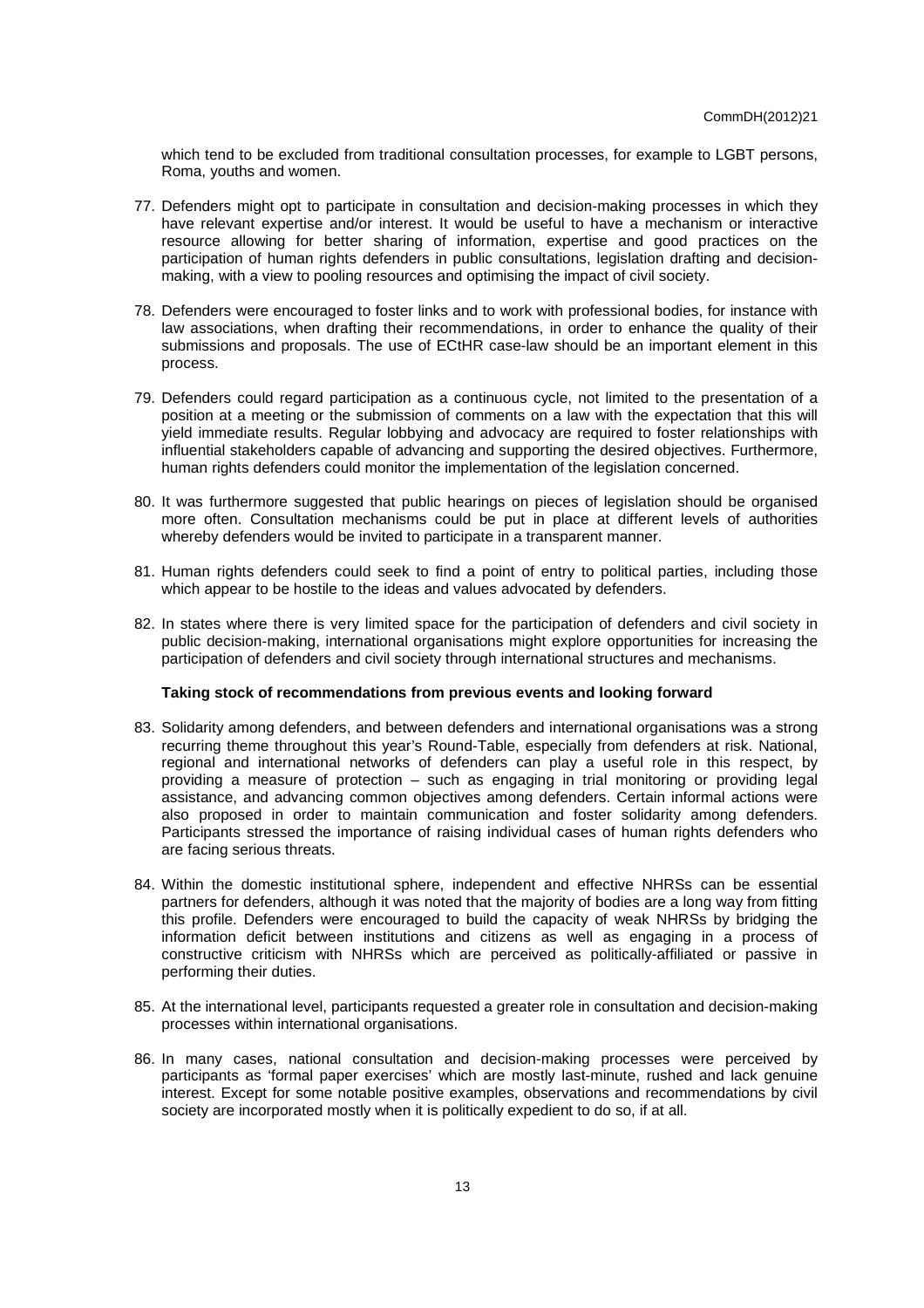which tend to be excluded from traditional consultation processes, for example to LGBT persons, Roma, youths and women.

77. Defenders might opt to participate in consultation and decision-making processes in which they have relevant expertise and/or interest. It would be useful to have a mechanism or interactive resource allowing for better sharing of information, expertise and good practices on the participation of human rights defenders in public consultations, legislation drafting and decision-making, with a view to pooling resources and optimising the impact of civil society.

78. Defenders were encouraged to foster links and to work with professional bodies, for instance with law associations, when drafting their recommendations, in order to enhance the quality of their submissions and proposals. The use of ECtHR case-law should be an important element in this process.

79. Defenders could regard participation as a continuous cycle, not limited to the presentation of a position at a meeting or the submission of comments on a law with the expectation that this will yield immediate results. Regular lobbying and advocacy are required to foster relationships with influential stakeholders capable of advancing and supporting the desired objectives. Furthermore, human rights defenders could monitor the implementation of the legislation concerned.

80. It was furthermore suggested that public hearings on pieces of legislation should be organised more often. Consultation mechanisms could be put in place at different levels of authorities whereby defenders would be invited to participate in a transparent manner.

81. Human rights defenders could seek to find a point of entry to political parties, including those which appear to be hostile to the ideas and values advocated by defenders.

82. In states where there is very limited space for the participation of defenders and civil society in public decision-making, international organisations might explore opportunities for increasing the participation of defenders and civil society through international structures and mechanisms.

**Taking stock of recommendations from previous events and looking forward**

83. Solidarity among defenders, and between defenders and international organisations was a strong recurring theme throughout this year's Round-Table, especially from defenders at risk. National, regional and international networks of defenders can play a useful role in this respect, by providing a measure of protection – such as engaging in trial monitoring or providing legal assistance, and advancing common objectives among defenders. Certain informal actions were also proposed in order to maintain communication and foster solidarity among defenders. Participants stressed the importance of raising individual cases of human rights defenders who are facing serious threats.

84. Within the domestic institutional sphere, independent and effective NHRSs can be essential partners for defenders, although it was noted that the majority of bodies are a long way from fitting this profile. Defenders were encouraged to build the capacity of weak NHRSs by bridging the information deficit between institutions and citizens as well as engaging in a process of constructive criticism with NHRSs which are perceived as politically-affiliated or passive in performing their duties.

85. At the international level, participants requested a greater role in consultation and decision-making processes within international organisations.

86. In many cases, national consultation and decision-making processes were perceived by participants as 'formal paper exercises' which are mostly last-minute, rushed and lack genuine interest. Except for some notable positive examples, observations and recommendations by civil society are incorporated mostly when it is politically expedient to do so, if at all.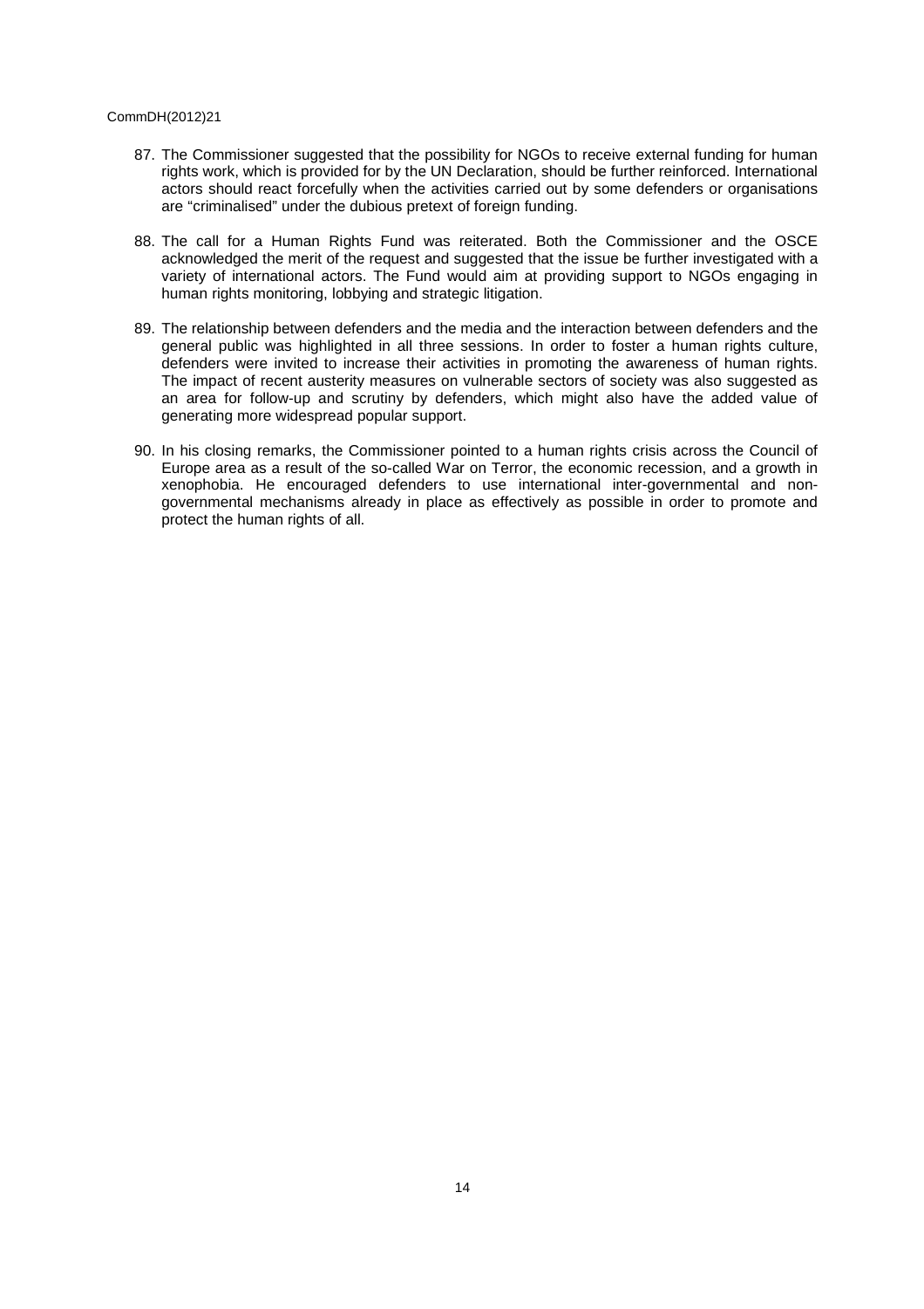87. The Commissioner suggested that the possibility for NGOs to receive external funding for human rights work, which is provided for by the UN Declaration, should be further reinforced. International actors should react forcefully when the activities carried out by some defenders or organisations are "criminalised" under the dubious pretext of foreign funding.

88. The call for a Human Rights Fund was reiterated. Both the Commissioner and the OSCE acknowledged the merit of the request and suggested that the issue be further investigated with a variety of international actors. The Fund would aim at providing support to NGOs engaging in human rights monitoring, lobbying and strategic litigation.

89. The relationship between defenders and the media and the interaction between defenders and the general public was highlighted in all three sessions. In order to foster a human rights culture, defenders were invited to increase their activities in promoting the awareness of human rights. The impact of recent austerity measures on vulnerable sectors of society was also suggested as an area for follow-up and scrutiny by defenders, which might also have the added value of generating more widespread popular support.

90. In his closing remarks, the Commissioner pointed to a human rights crisis across the Council of Europe area as a result of the so-called War on Terror, the economic recession, and a growth in xenophobia. He encouraged defenders to use international inter-governmental and non-governmental mechanisms already in place as effectively as possible in order to promote and protect the human rights of all.